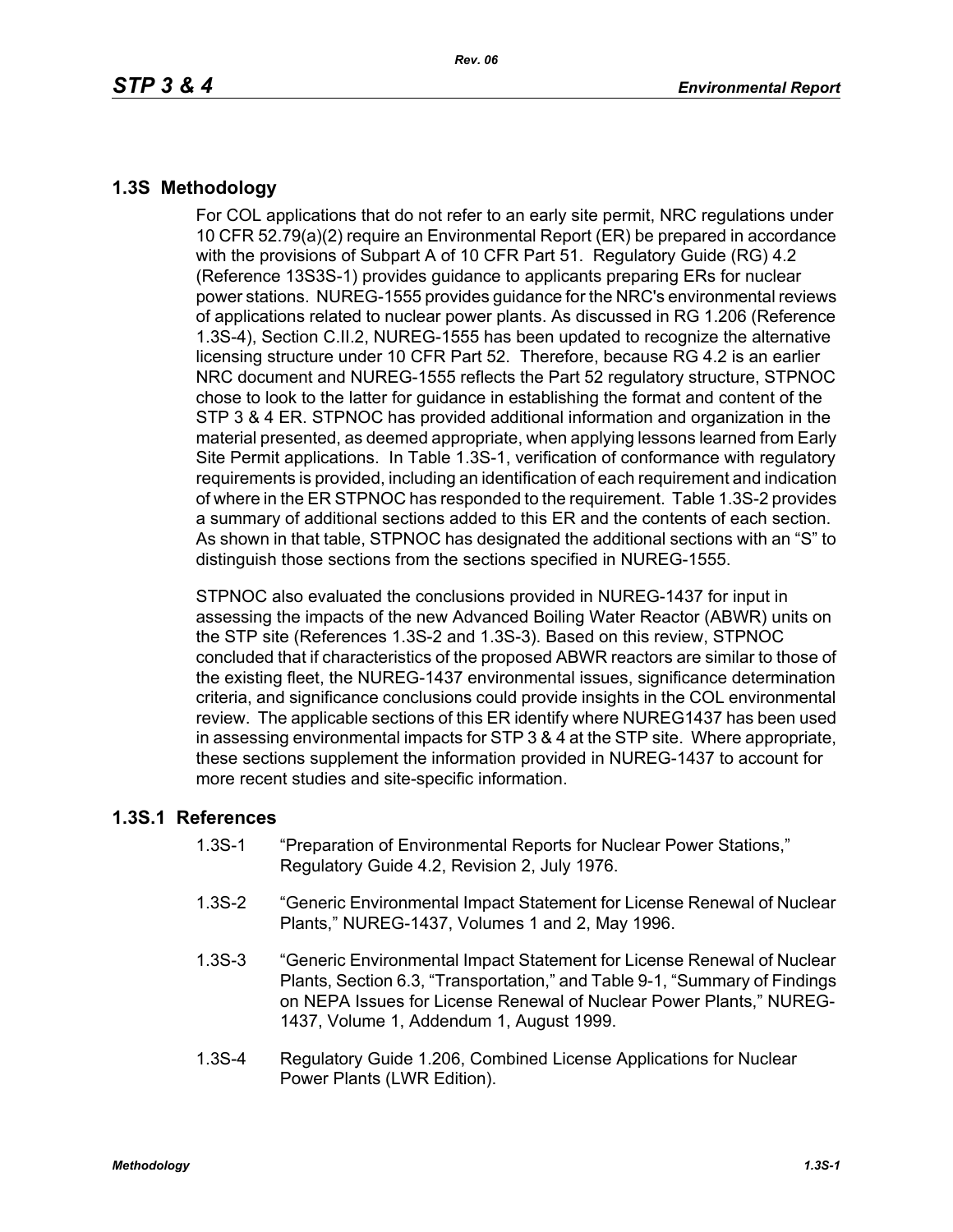## 1.3S Methodology

For COL applications that do not refer to an early site permit, NRC regulations under 10 CFR 52.79(a)(2) require an Environmental Report (ER) be prepared in accordance with the provisions of Subpart A of 10 CFR Part 51. Regulatory Guide (RG) 4.2 (Reference 13S3S-1) provides guidance to applicants preparing ERs for nuclear power stations. NUREG-1555 provides guidance for the NRC's environmental reviews of applications related to nuclear power plants. As discussed in RG 1.206 (Reference 1.3S-4), Section C.II.2, NUREG-1555 has been updated to recognize the alternative licensing structure under 10 CFR Part 52. Therefore, because RG 4.2 is an earlier NRC document and NUREG-1555 reflects the Part 52 regulatory structure, STPNOC chose to look to the latter for guidance in establishing the format and content of the STP 3 & 4 ER. STPNOC has provided additional information and organization in the material presented, as deemed appropriate, when applying lessons learned from Early Site Permit applications. In Table 1.3S-1, verification of conformance with regulatory requirements is provided, including an identification of each requirement and indication of where in the ER STPNOC has responded to the requirement. Table 1.3S-2 provides a summary of additional sections added to this ER and the contents of each section. As shown in that table, STPNOC has designated the additional sections with an "S" to distinguish those sections from the sections specified in NUREG-1555.

STPNOC also evaluated the conclusions provided in NUREG-1437 for input in assessing the impacts of the new Advanced Boiling Water Reactor (ABWR) units on the STP site (References 1.3S-2 and 1.3S-3). Based on this review, STPNOC concluded that if characteristics of the proposed ABWR reactors are similar to those of the existing fleet, the NUREG-1437 environmental issues, significance determination criteria, and significance conclusions could provide insights in the COL environmental review. The applicable sections of this ER identify where NUREG1437 has been used in assessing environmental impacts for STP 3 & 4 at the STP site. Where appropriate, these sections supplement the information provided in NUREG-1437 to account for more recent studies and site-specific information.

### 1.3S.1 References

1.3S-1 "Preparation of Environmental Reports for Nuclear Power Stations," Regulatory Guide 4.2, Revision 2, July 1976.

1.3S-2 "Generic Environmental Impact Statement for License Renewal of Nuclear Plants," NUREG-1437, Volumes 1 and 2, May 1996.

1.3S-3 "Generic Environmental Impact Statement for License Renewal of Nuclear Plants, Section 6.3, "Transportation," and Table 9-1, "Summary of Findings on NEPA Issues for License Renewal of Nuclear Power Plants," NUREG-1437, Volume 1, Addendum 1, August 1999.

1.3S-4 Regulatory Guide 1.206, Combined License Applications for Nuclear Power Plants (LWR Edition).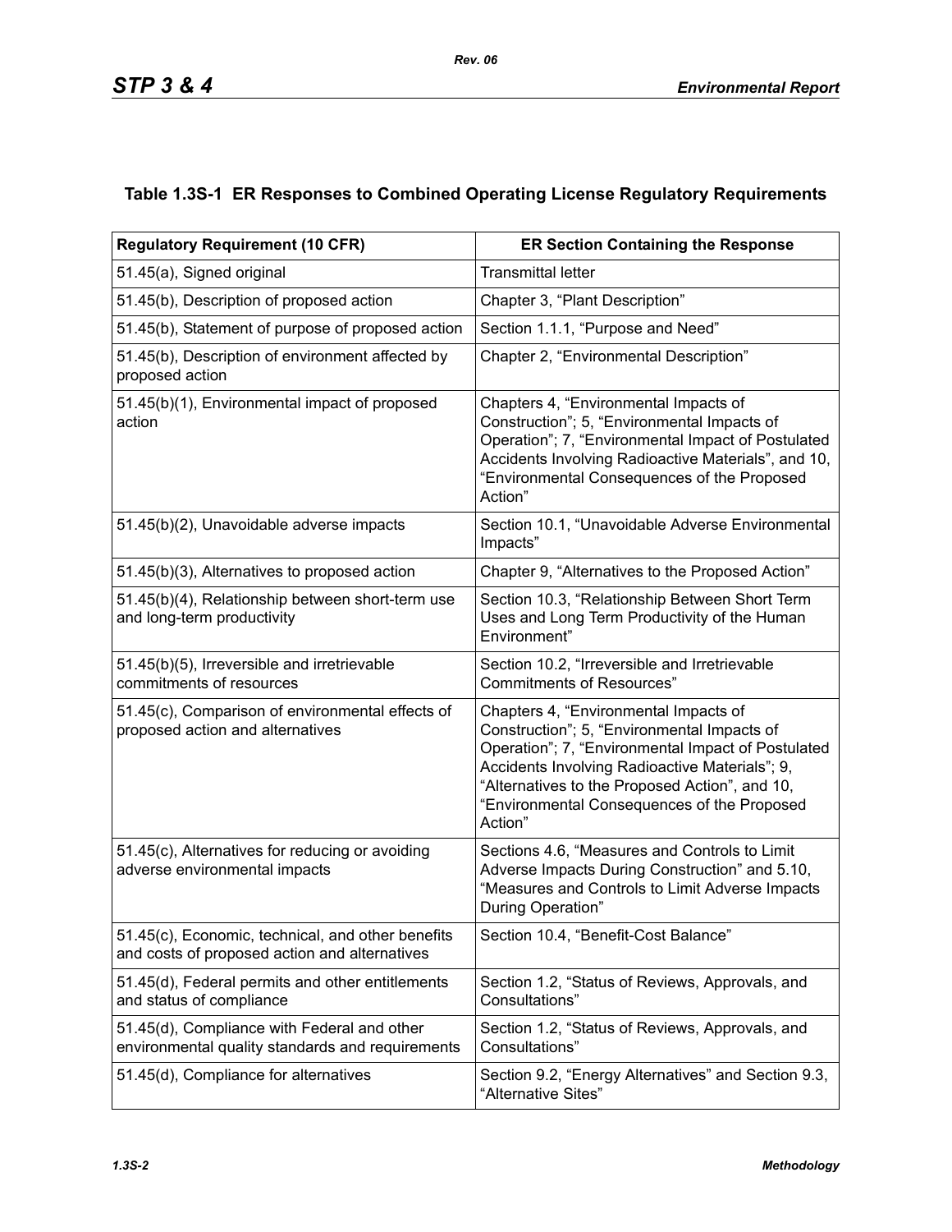## Table 1.3S-1 ER Responses to Combined Operating License Regulatory Requirements

| Regulatory Requirement (10 CFR) | ER Section Containing the Response |
|---|---|
| 51.45(a), Signed original | Transmittal letter |
| 51.45(b), Description of proposed action | Chapter 3, “Plant Description” |
| 51.45(b), Statement of purpose of proposed action | Section 1.1.1, “Purpose and Need” |
| 51.45(b), Description of environment affected by proposed action | Chapter 2, “Environmental Description” |
| 51.45(b)(1), Environmental impact of proposed action | Chapters 4, “Environmental Impacts of Construction”; 5, “Environmental Impacts of Operation”; 7, “Environmental Impact of Postulated Accidents Involving Radioactive Materials”, and 10, “Environmental Consequences of the Proposed Action” |
| 51.45(b)(2), Unavoidable adverse impacts | Section 10.1, “Unavoidable Adverse Environmental Impacts” |
| 51.45(b)(3), Alternatives to proposed action | Chapter 9, “Alternatives to the Proposed Action” |
| 51.45(b)(4), Relationship between short-term use and long-term productivity | Section 10.3, “Relationship Between Short Term Uses and Long Term Productivity of the Human Environment” |
| 51.45(b)(5), Irreversible and irretrievable commitments of resources | Section 10.2, “Irreversible and Irretrievable Commitments of Resources” |
| 51.45(c), Comparison of environmental effects of proposed action and alternatives | Chapters 4, “Environmental Impacts of Construction”; 5, “Environmental Impacts of Operation”; 7, “Environmental Impact of Postulated Accidents Involving Radioactive Materials”; 9, “Alternatives to the Proposed Action”, and 10, “Environmental Consequences of the Proposed Action” |
| 51.45(c), Alternatives for reducing or avoiding adverse environmental impacts | Sections 4.6, “Measures and Controls to Limit Adverse Impacts During Construction” and 5.10, “Measures and Controls to Limit Adverse Impacts During Operation” |
| 51.45(c), Economic, technical, and other benefits and costs of proposed action and alternatives | Section 10.4, “Benefit-Cost Balance” |
| 51.45(d), Federal permits and other entitlements and status of compliance | Section 1.2, “Status of Reviews, Approvals, and Consultations” |
| 51.45(d), Compliance with Federal and other environmental quality standards and requirements | Section 1.2, “Status of Reviews, Approvals, and Consultations” |
| 51.45(d), Compliance for alternatives | Section 9.2, “Energy Alternatives” and Section 9.3, “Alternative Sites” |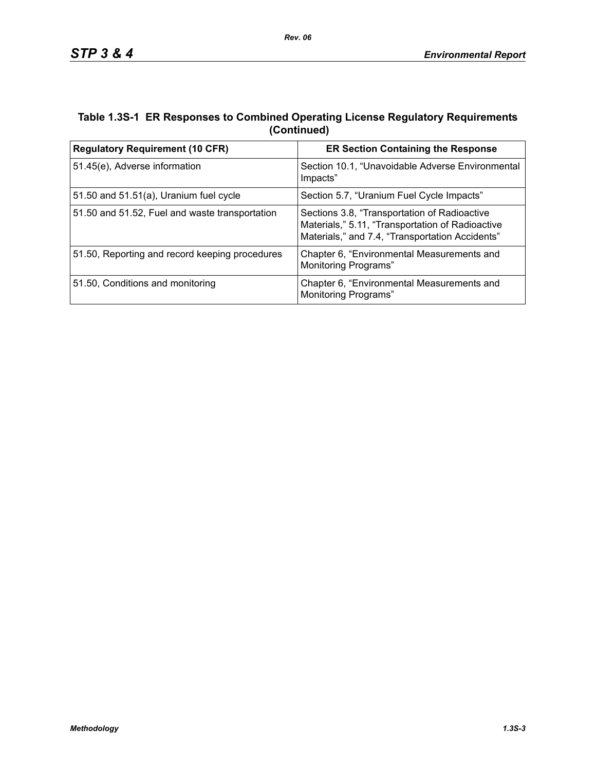**Table 1.3S-1 ER Responses to Combined Operating License Regulatory Requirements (Continued)**

| Regulatory Requirement (10 CFR) | ER Section Containing the Response |
|---|---|
| 51.45(e), Adverse information | Section 10.1, “Unavoidable Adverse Environmental Impacts” |
| 51.50 and 51.51(a), Uranium fuel cycle | Section 5.7, “Uranium Fuel Cycle Impacts” |
| 51.50 and 51.52, Fuel and waste transportation | Sections 3.8, “Transportation of Radioactive Materials,” 5.11, “Transportation of Radioactive Materials,” and 7.4, “Transportation Accidents” |
| 51.50, Reporting and record keeping procedures | Chapter 6, “Environmental Measurements and Monitoring Programs” |
| 51.50, Conditions and monitoring | Chapter 6, “Environmental Measurements and Monitoring Programs” |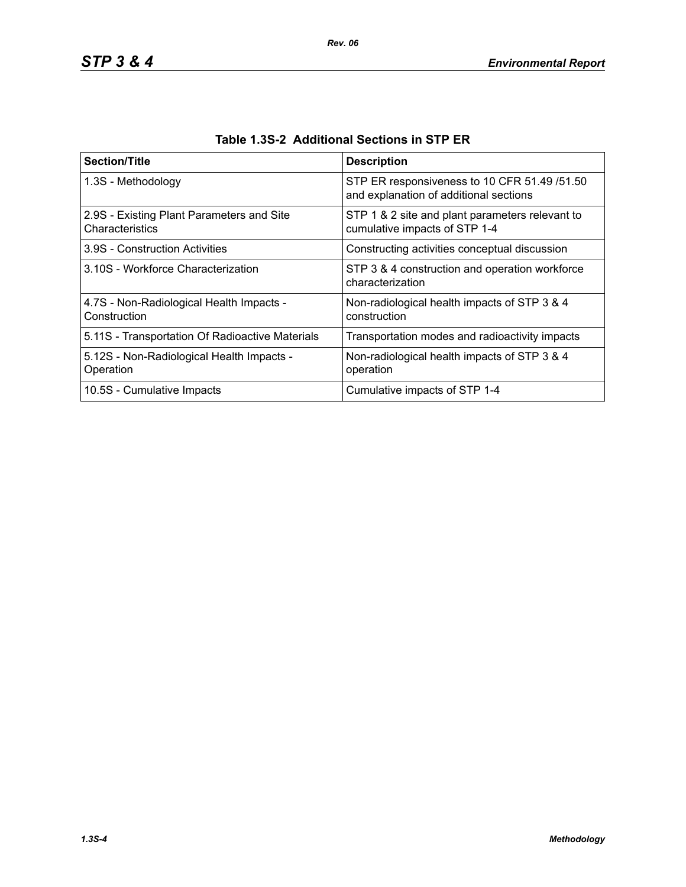**Table 1.3S-2 Additional Sections in STP ER**

| Section/Title | Description |
|---|---|
| 1.3S - Methodology | STP ER responsiveness to 10 CFR 51.49 /51.50 and explanation of additional sections |
| 2.9S - Existing Plant Parameters and Site Characteristics | STP 1 & 2 site and plant parameters relevant to cumulative impacts of STP 1-4 |
| 3.9S - Construction Activities | Constructing activities conceptual discussion |
| 3.10S - Workforce Characterization | STP 3 & 4 construction and operation workforce characterization |
| 4.7S - Non-Radiological Health Impacts - Construction | Non-radiological health impacts of STP 3 & 4 construction |
| 5.11S - Transportation Of Radioactive Materials | Transportation modes and radioactivity impacts |
| 5.12S - Non-Radiological Health Impacts - Operation | Non-radiological health impacts of STP 3 & 4 operation |
| 10.5S - Cumulative Impacts | Cumulative impacts of STP 1-4 |